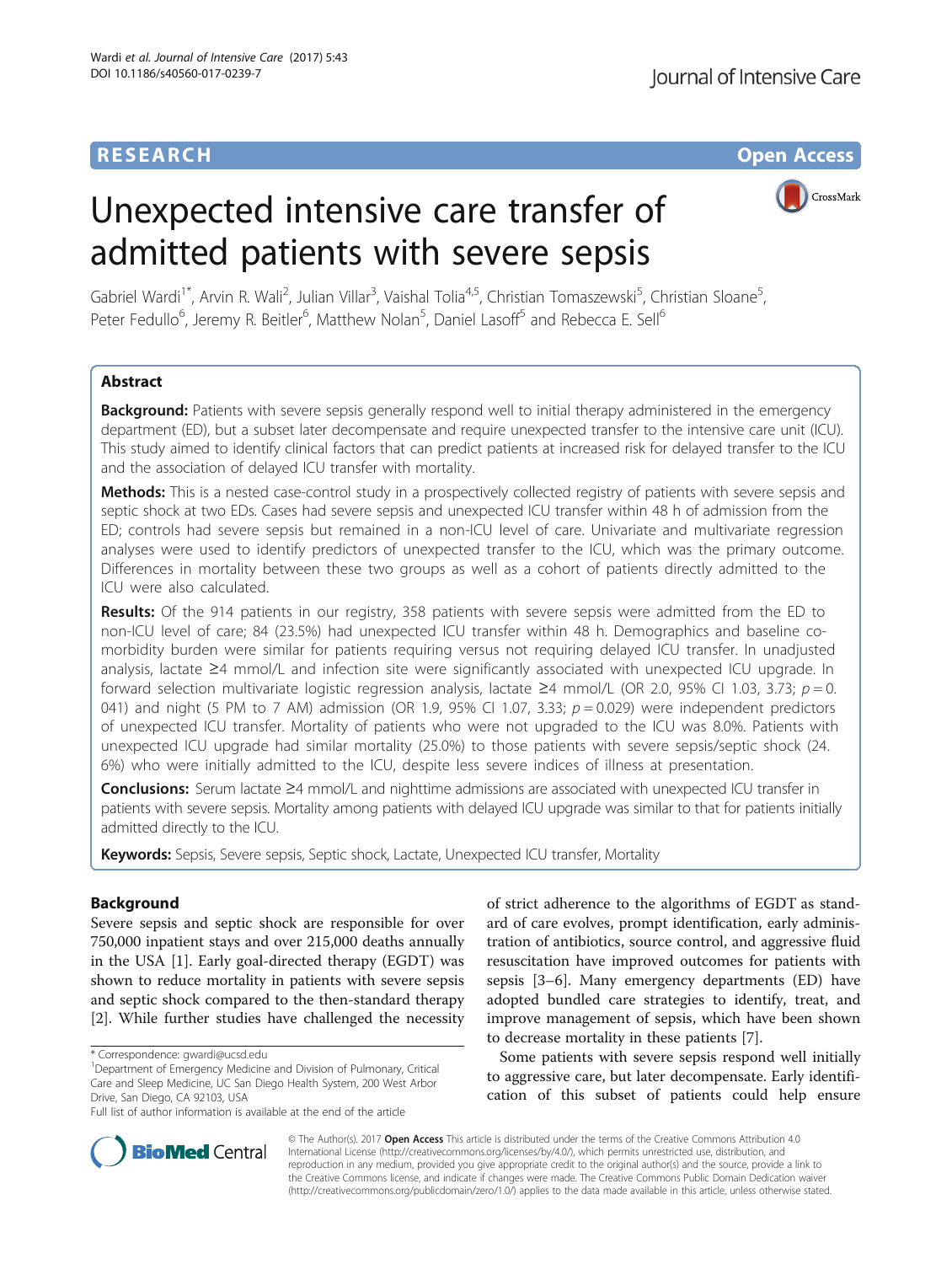RESEARCH

Open Access

# Unexpected intensive care transfer of admitted patients with severe sepsis

Gabriel Wardi[1*], Arvin R. Wali[2], Julian Villar[3], Vaishal Tolia[4,5], Christian Tomaszewski[5], Christian Sloane[5], Peter Fedullo[6], Jeremy R. Beitler[6], Matthew Nolan[5], Daniel Lasoff[5] and Rebecca E. Sell[6]

## Abstract

**Background:** Patients with severe sepsis generally respond well to initial therapy administered in the emergency department (ED), but a subset later decompensate and require unexpected transfer to the intensive care unit (ICU). This study aimed to identify clinical factors that can predict patients at increased risk for delayed transfer to the ICU and the association of delayed ICU transfer with mortality.

**Methods:** This is a nested case-control study in a prospectively collected registry of patients with severe sepsis and septic shock at two EDs. Cases had severe sepsis and unexpected ICU transfer within 48 h of admission from the ED; controls had severe sepsis but remained in a non-ICU level of care. Univariate and multivariate regression analyses were used to identify predictors of unexpected transfer to the ICU, which was the primary outcome. Differences in mortality between these two groups as well as a cohort of patients directly admitted to the ICU were also calculated.

**Results:** Of the 914 patients in our registry, 358 patients with severe sepsis were admitted from the ED to non-ICU level of care; 84 (23.5%) had unexpected ICU transfer within 48 h. Demographics and baseline co-morbidity burden were similar for patients requiring versus not requiring delayed ICU transfer. In unadjusted analysis, lactate ≥4 mmol/L and infection site were significantly associated with unexpected ICU upgrade. In forward selection multivariate logistic regression analysis, lactate ≥4 mmol/L (OR 2.0, 95% CI 1.03, 3.73; $p = 0.041$) and night (5 PM to 7 AM) admission (OR 1.9, 95% CI 1.07, 3.33; $p = 0.029$) were independent predictors of unexpected ICU transfer. Mortality of patients who were not upgraded to the ICU was 8.0%. Patients with unexpected ICU upgrade had similar mortality (25.0%) to those patients with severe sepsis/septic shock (24.6%) who were initially admitted to the ICU, despite less severe indices of illness at presentation.

**Conclusions:** Serum lactate ≥4 mmol/L and nighttime admissions are associated with unexpected ICU transfer in patients with severe sepsis. Mortality among patients with delayed ICU upgrade was similar to that for patients initially admitted directly to the ICU.

**Keywords:** Sepsis, Severe sepsis, Septic shock, Lactate, Unexpected ICU transfer, Mortality

## Background

Severe sepsis and septic shock are responsible for over 750,000 inpatient stays and over 215,000 deaths annually in the USA [1]. Early goal-directed therapy (EGDT) was shown to reduce mortality in patients with severe sepsis and septic shock compared to the then-standard therapy [2]. While further studies have challenged the necessity of strict adherence to the algorithms of EGDT as standard of care evolves, prompt identification, early administration of antibiotics, source control, and aggressive fluid resuscitation have improved outcomes for patients with sepsis [3–6]. Many emergency departments (ED) have adopted bundled care strategies to identify, treat, and improve management of sepsis, which have been shown to decrease mortality in these patients [7].

Some patients with severe sepsis respond well initially to aggressive care, but later decompensate. Early identification of this subset of patients could help ensure

* Correspondence: gwardi@ucsd.edu
[1]Department of Emergency Medicine and Division of Pulmonary, Critical Care and Sleep Medicine, UC San Diego Health System, 200 West Arbor Drive, San Diego, CA 92103, USA
Full list of author information is available at the end of the article

© The Author(s). 2017 **Open Access** This article is distributed under the terms of the Creative Commons Attribution 4.0 International License (http://creativecommons.org/licenses/by/4.0/), which permits unrestricted use, distribution, and reproduction in any medium, provided you give appropriate credit to the original author(s) and the source, provide a link to the Creative Commons license, and indicate if changes were made. The Creative Commons Public Domain Dedication waiver (http://creativecommons.org/publicdomain/zero/1.0/) applies to the data made available in this article, unless otherwise stated.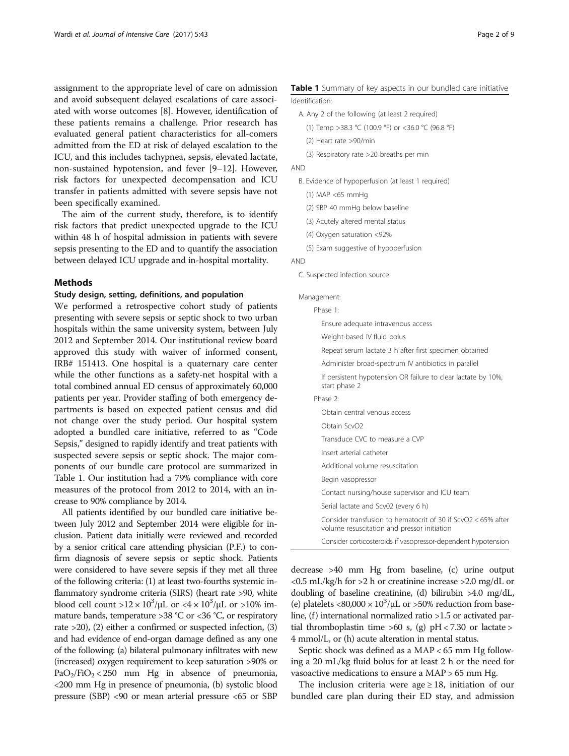assignment to the appropriate level of care on admission and avoid subsequent delayed escalations of care associated with worse outcomes [8]. However, identification of these patients remains a challenge. Prior research has evaluated general patient characteristics for all-comers admitted from the ED at risk of delayed escalation to the ICU, and this includes tachypnea, sepsis, elevated lactate, non-sustained hypotension, and fever [9–12]. However, risk factors for unexpected decompensation and ICU transfer in patients admitted with severe sepsis have not been specifically examined.

The aim of the current study, therefore, is to identify risk factors that predict unexpected upgrade to the ICU within 48 h of hospital admission in patients with severe sepsis presenting to the ED and to quantify the association between delayed ICU upgrade and in-hospital mortality.

## Methods

### Study design, setting, definitions, and population

We performed a retrospective cohort study of patients presenting with severe sepsis or septic shock to two urban hospitals within the same university system, between July 2012 and September 2014. Our institutional review board approved this study with waiver of informed consent, IRB# 151413. One hospital is a quaternary care center while the other functions as a safety-net hospital with a total combined annual ED census of approximately 60,000 patients per year. Provider staffing of both emergency departments is based on expected patient census and did not change over the study period. Our hospital system adopted a bundled care initiative, referred to as "Code Sepsis," designed to rapidly identify and treat patients with suspected severe sepsis or septic shock. The major components of our bundle care protocol are summarized in Table 1. Our institution had a 79% compliance with core measures of the protocol from 2012 to 2014, with an increase to 90% compliance by 2014.

All patients identified by our bundled care initiative between July 2012 and September 2014 were eligible for inclusion. Patient data initially were reviewed and recorded by a senior critical care attending physician (P.F.) to confirm diagnosis of severe sepsis or septic shock. Patients were considered to have severe sepsis if they met all three of the following criteria: (1) at least two-fourths systemic inflammatory syndrome criteria (SIRS) (heart rate >90, white blood cell count $>12 \times 10^3/\mu L$ or $<4 \times 10^3/\mu L$ or >10% immature bands, temperature >38 °C or <36 °C, or respiratory rate >20), (2) either a confirmed or suspected infection, (3) and had evidence of end-organ damage defined as any one of the following: (a) bilateral pulmonary infiltrates with new (increased) oxygen requirement to keep saturation >90% or $PaO_2/FiO_2 < 250$ mm Hg in absence of pneumonia, <200 mm Hg in presence of pneumonia, (b) systolic blood pressure (SBP) <90 or mean arterial pressure <65 or SBP decrease >40 mm Hg from baseline, (c) urine output <0.5 mL/kg/h for >2 h or creatinine increase >2.0 mg/dL or doubling of baseline creatinine, (d) bilirubin >4.0 mg/dL, (e) platelets $<80{,}000 \times 10^3/\mu L$ or >50% reduction from baseline, (f) international normalized ratio >1.5 or activated partial thromboplastin time >60 s, (g) pH < 7.30 or lactate > 4 mmol/L, or (h) acute alteration in mental status.

Septic shock was defined as a MAP < 65 mm Hg following a 20 mL/kg fluid bolus for at least 2 h or the need for vasoactive medications to ensure a MAP > 65 mm Hg.

The inclusion criteria were age ≥ 18, initiation of our bundled care plan during their ED stay, and admission

**Table 1** Summary of key aspects in our bundled care initiative

| |
|---|
| Identification: |
| A. Any 2 of the following (at least 2 required) |
| (1) Temp >38.3 °C (100.9 °F) or <36.0 °C (96.8 °F) |
| (2) Heart rate >90/min |
| (3) Respiratory rate >20 breaths per min |
| AND |
| B. Evidence of hypoperfusion (at least 1 required) |
| (1) MAP <65 mmHg |
| (2) SBP 40 mmHg below baseline |
| (3) Acutely altered mental status |
| (4) Oxygen saturation <92% |
| (5) Exam suggestive of hypoperfusion |
| AND |
| C. Suspected infection source |
| Management: |
| Phase 1: |
| Ensure adequate intravenous access |
| Weight-based IV fluid bolus |
| Repeat serum lactate 3 h after first specimen obtained |
| Administer broad-spectrum IV antibiotics in parallel |
| If persistent hypotension OR failure to clear lactate by 10%, start phase 2 |
| Phase 2: |
| Obtain central venous access |
| Obtain ScvO2 |
| Transduce CVC to measure a CVP |
| Insert arterial catheter |
| Additional volume resuscitation |
| Begin vasopressor |
| Contact nursing/house supervisor and ICU team |
| Serial lactate and Scv02 (every 6 h) |
| Consider transfusion to hematocrit of 30 if ScvO2 < 65% after volume resuscitation and pressor initiation |
| Consider corticosteroids if vasopressor-dependent hypotension |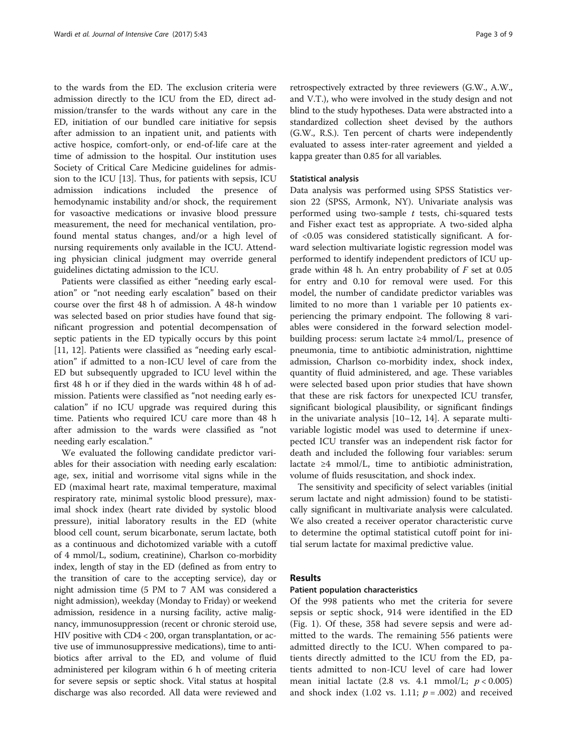to the wards from the ED. The exclusion criteria were admission directly to the ICU from the ED, direct admission/transfer to the wards without any care in the ED, initiation of our bundled care initiative for sepsis after admission to an inpatient unit, and patients with active hospice, comfort-only, or end-of-life care at the time of admission to the hospital. Our institution uses Society of Critical Care Medicine guidelines for admission to the ICU [13]. Thus, for patients with sepsis, ICU admission indications included the presence of hemodynamic instability and/or shock, the requirement for vasoactive medications or invasive blood pressure measurement, the need for mechanical ventilation, profound mental status changes, and/or a high level of nursing requirements only available in the ICU. Attending physician clinical judgment may override general guidelines dictating admission to the ICU.

Patients were classified as either "needing early escalation" or "not needing early escalation" based on their course over the first 48 h of admission. A 48-h window was selected based on prior studies have found that significant progression and potential decompensation of septic patients in the ED typically occurs by this point [11, 12]. Patients were classified as "needing early escalation" if admitted to a non-ICU level of care from the ED but subsequently upgraded to ICU level within the first 48 h or if they died in the wards within 48 h of admission. Patients were classified as "not needing early escalation" if no ICU upgrade was required during this time. Patients who required ICU care more than 48 h after admission to the wards were classified as "not needing early escalation."

We evaluated the following candidate predictor variables for their association with needing early escalation: age, sex, initial and worrisome vital signs while in the ED (maximal heart rate, maximal temperature, maximal respiratory rate, minimal systolic blood pressure), maximal shock index (heart rate divided by systolic blood pressure), initial laboratory results in the ED (white blood cell count, serum bicarbonate, serum lactate, both as a continuous and dichotomized variable with a cutoff of 4 mmol/L, sodium, creatinine), Charlson co-morbidity index, length of stay in the ED (defined as from entry to the transition of care to the accepting service), day or night admission time (5 PM to 7 AM was considered a night admission), weekday (Monday to Friday) or weekend admission, residence in a nursing facility, active malignancy, immunosuppression (recent or chronic steroid use, HIV positive with CD4 < 200, organ transplantation, or active use of immunosuppressive medications), time to antibiotics after arrival to the ED, and volume of fluid administered per kilogram within 6 h of meeting criteria for severe sepsis or septic shock. Vital status at hospital discharge was also recorded. All data were reviewed and retrospectively extracted by three reviewers (G.W., A.W., and V.T.), who were involved in the study design and not blind to the study hypotheses. Data were abstracted into a standardized collection sheet devised by the authors (G.W., R.S.). Ten percent of charts were independently evaluated to assess inter-rater agreement and yielded a kappa greater than 0.85 for all variables.

#### Statistical analysis

Data analysis was performed using SPSS Statistics version 22 (SPSS, Armonk, NY). Univariate analysis was performed using two-sample $t$ tests, chi-squared tests and Fisher exact test as appropriate. A two-sided alpha of <0.05 was considered statistically significant. A forward selection multivariate logistic regression model was performed to identify independent predictors of ICU upgrade within 48 h. An entry probability of $F$ set at 0.05 for entry and 0.10 for removal were used. For this model, the number of candidate predictor variables was limited to no more than 1 variable per 10 patients experiencing the primary endpoint. The following 8 variables were considered in the forward selection model-building process: serum lactate ≥4 mmol/L, presence of pneumonia, time to antibiotic administration, nighttime admission, Charlson co-morbidity index, shock index, quantity of fluid administered, and age. These variables were selected based upon prior studies that have shown that these are risk factors for unexpected ICU transfer, significant biological plausibility, or significant findings in the univariate analysis [10–12, 14]. A separate multivariable logistic model was used to determine if unexpected ICU transfer was an independent risk factor for death and included the following four variables: serum lactate ≥4 mmol/L, time to antibiotic administration, volume of fluids resuscitation, and shock index.

The sensitivity and specificity of select variables (initial serum lactate and night admission) found to be statistically significant in multivariate analysis were calculated. We also created a receiver operator characteristic curve to determine the optimal statistical cutoff point for initial serum lactate for maximal predictive value.

## Results

#### Patient population characteristics

Of the 998 patients who met the criteria for severe sepsis or septic shock, 914 were identified in the ED (Fig. 1). Of these, 358 had severe sepsis and were admitted to the wards. The remaining 556 patients were admitted directly to the ICU. When compared to patients directly admitted to the ICU from the ED, patients admitted to non-ICU level of care had lower mean initial lactate (2.8 vs. 4.1 mmol/L; $p < 0.005$) and shock index (1.02 vs. 1.11; $p = .002$) and received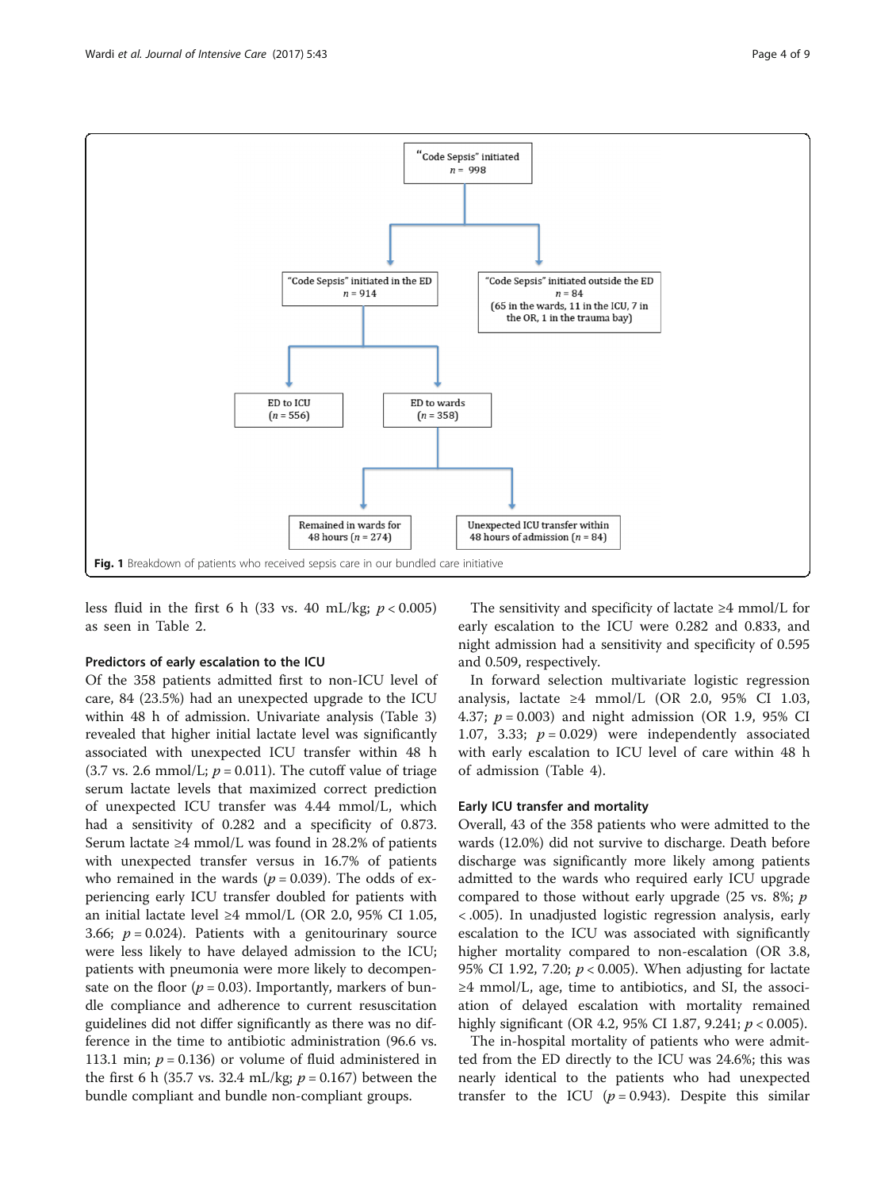"Code Sepsis" initiated
$n = 998$

"Code Sepsis" initiated in the ED
$n = 914$

"Code Sepsis" initiated outside the ED
$n = 84$
(65 in the wards, 11 in the ICU, 7 in the OR, 1 in the trauma bay)

ED to ICU
($n = 556$)

ED to wards
($n = 358$)

Remained in wards for 48 hours ($n = 274$)

Unexpected ICU transfer within 48 hours of admission ($n = 84$)

**Fig. 1** Breakdown of patients who received sepsis care in our bundled care initiative

less fluid in the first 6 h (33 vs. 40 mL/kg; $p < 0.005$) as seen in Table 2.

### Predictors of early escalation to the ICU

Of the 358 patients admitted first to non-ICU level of care, 84 (23.5%) had an unexpected upgrade to the ICU within 48 h of admission. Univariate analysis (Table 3) revealed that higher initial lactate level was significantly associated with unexpected ICU transfer within 48 h (3.7 vs. 2.6 mmol/L; $p = 0.011$). The cutoff value of triage serum lactate levels that maximized correct prediction of unexpected ICU transfer was 4.44 mmol/L, which had a sensitivity of 0.282 and a specificity of 0.873. Serum lactate ≥4 mmol/L was found in 28.2% of patients with unexpected transfer versus in 16.7% of patients who remained in the wards ($p = 0.039$). The odds of experiencing early ICU transfer doubled for patients with an initial lactate level ≥4 mmol/L (OR 2.0, 95% CI 1.05, 3.66; $p = 0.024$). Patients with a genitourinary source were less likely to have delayed admission to the ICU; patients with pneumonia were more likely to decompensate on the floor ($p = 0.03$). Importantly, markers of bundle compliance and adherence to current resuscitation guidelines did not differ significantly as there was no difference in the time to antibiotic administration (96.6 vs. 113.1 min; $p = 0.136$) or volume of fluid administered in the first 6 h (35.7 vs. 32.4 mL/kg; $p = 0.167$) between the bundle compliant and bundle non-compliant groups.

The sensitivity and specificity of lactate ≥4 mmol/L for early escalation to the ICU were 0.282 and 0.833, and night admission had a sensitivity and specificity of 0.595 and 0.509, respectively.

In forward selection multivariate logistic regression analysis, lactate ≥4 mmol/L (OR 2.0, 95% CI 1.03, 4.37; $p = 0.003$) and night admission (OR 1.9, 95% CI 1.07, 3.33; $p = 0.029$) were independently associated with early escalation to ICU level of care within 48 h of admission (Table 4).

### Early ICU transfer and mortality

Overall, 43 of the 358 patients who were admitted to the wards (12.0%) did not survive to discharge. Death before discharge was significantly more likely among patients admitted to the wards who required early ICU upgrade compared to those without early upgrade (25 vs. 8%; $p < .005$). In unadjusted logistic regression analysis, early escalation to the ICU was associated with significantly higher mortality compared to non-escalation (OR 3.8, 95% CI 1.92, 7.20; $p < 0.005$). When adjusting for lactate ≥4 mmol/L, age, time to antibiotics, and SI, the association of delayed escalation with mortality remained highly significant (OR 4.2, 95% CI 1.87, 9.241; $p < 0.005$).

The in-hospital mortality of patients who were admitted from the ED directly to the ICU was 24.6%; this was nearly identical to the patients who had unexpected transfer to the ICU ($p = 0.943$). Despite this similar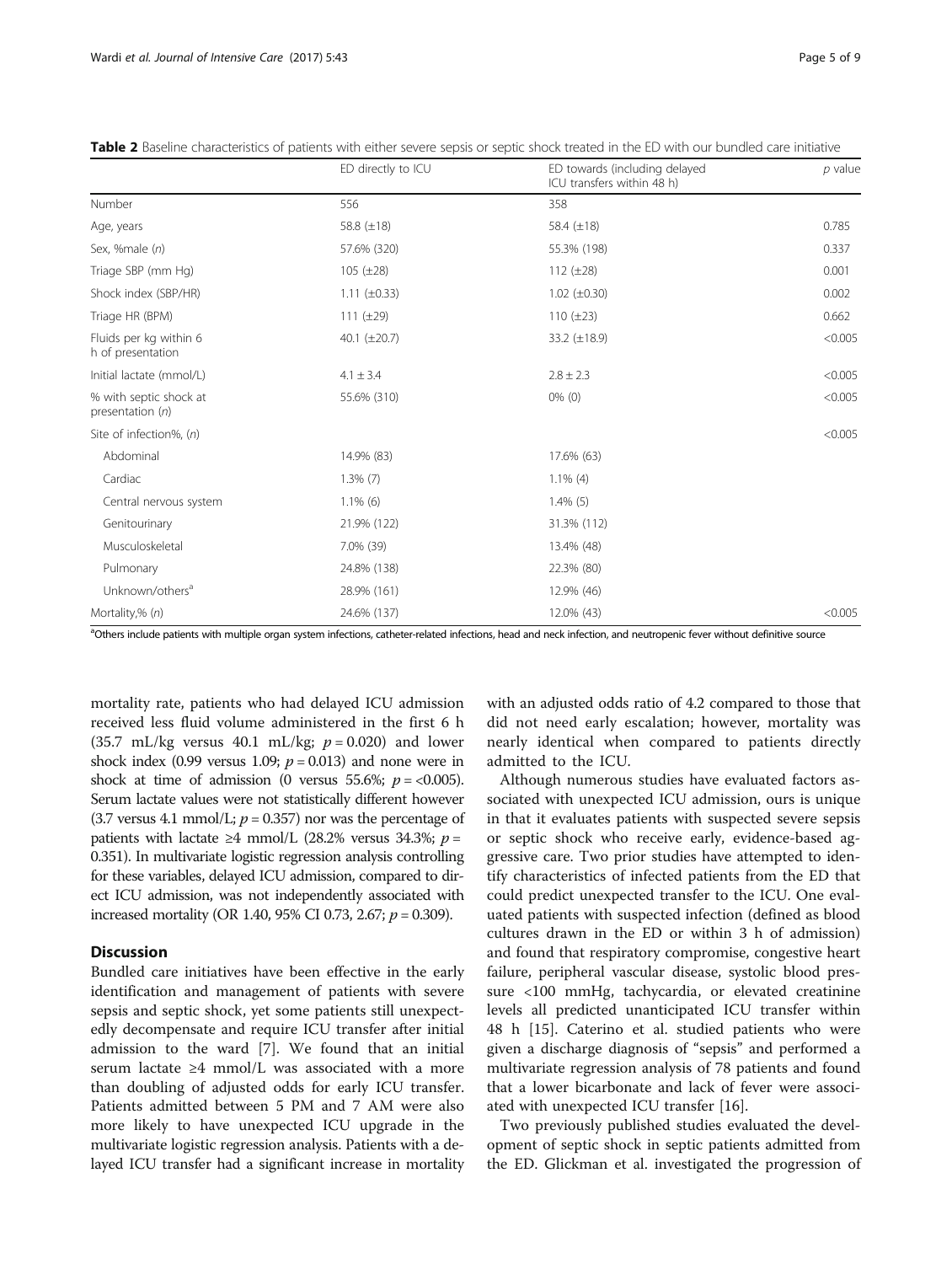**Table 2** Baseline characteristics of patients with either severe sepsis or septic shock treated in the ED with our bundled care initiative

| | ED directly to ICU | ED towards (including delayed ICU transfers within 48 h) | *p* value |
|---|---|---|---|
| Number | 556 | 358 | |
| Age, years | 58.8 (±18) | 58.4 (±18) | 0.785 |
| Sex, %male (*n*) | 57.6% (320) | 55.3% (198) | 0.337 |
| Triage SBP (mm Hg) | 105 (±28) | 112 (±28) | 0.001 |
| Shock index (SBP/HR) | 1.11 (±0.33) | 1.02 (±0.30) | 0.002 |
| Triage HR (BPM) | 111 (±29) | 110 (±23) | 0.662 |
| Fluids per kg within 6 h of presentation | 40.1 (±20.7) | 33.2 (±18.9) | <0.005 |
| Initial lactate (mmol/L) | 4.1 ± 3.4 | 2.8 ± 2.3 | <0.005 |
| % with septic shock at presentation (*n*) | 55.6% (310) | 0% (0) | <0.005 |
| Site of infection%, (*n*) | | | <0.005 |
| Abdominal | 14.9% (83) | 17.6% (63) | |
| Cardiac | 1.3% (7) | 1.1% (4) | |
| Central nervous system | 1.1% (6) | 1.4% (5) | |
| Genitourinary | 21.9% (122) | 31.3% (112) | |
| Musculoskeletal | 7.0% (39) | 13.4% (48) | |
| Pulmonary | 24.8% (138) | 22.3% (80) | |
| Unknown/others[a] | 28.9% (161) | 12.9% (46) | |
| Mortality,% (*n*) | 24.6% (137) | 12.0% (43) | <0.005 |

[a]Others include patients with multiple organ system infections, catheter-related infections, head and neck infection, and neutropenic fever without definitive source

mortality rate, patients who had delayed ICU admission received less fluid volume administered in the first 6 h (35.7 mL/kg versus 40.1 mL/kg; $p = 0.020$) and lower shock index (0.99 versus 1.09; $p = 0.013$) and none were in shock at time of admission (0 versus 55.6%; $p = <0.005$). Serum lactate values were not statistically different however (3.7 versus 4.1 mmol/L; $p = 0.357$) nor was the percentage of patients with lactate ≥4 mmol/L (28.2% versus 34.3%; $p = 0.351$). In multivariate logistic regression analysis controlling for these variables, delayed ICU admission, compared to direct ICU admission, was not independently associated with increased mortality (OR 1.40, 95% CI 0.73, 2.67; $p = 0.309$).

## Discussion

Bundled care initiatives have been effective in the early identification and management of patients with severe sepsis and septic shock, yet some patients still unexpectedly decompensate and require ICU transfer after initial admission to the ward [7]. We found that an initial serum lactate ≥4 mmol/L was associated with a more than doubling of adjusted odds for early ICU transfer. Patients admitted between 5 PM and 7 AM were also more likely to have unexpected ICU upgrade in the multivariate logistic regression analysis. Patients with a delayed ICU transfer had a significant increase in mortality with an adjusted odds ratio of 4.2 compared to those that did not need early escalation; however, mortality was nearly identical when compared to patients directly admitted to the ICU.

Although numerous studies have evaluated factors associated with unexpected ICU admission, ours is unique in that it evaluates patients with suspected severe sepsis or septic shock who receive early, evidence-based aggressive care. Two prior studies have attempted to identify characteristics of infected patients from the ED that could predict unexpected transfer to the ICU. One evaluated patients with suspected infection (defined as blood cultures drawn in the ED or within 3 h of admission) and found that respiratory compromise, congestive heart failure, peripheral vascular disease, systolic blood pressure <100 mmHg, tachycardia, or elevated creatinine levels all predicted unanticipated ICU transfer within 48 h [15]. Caterino et al. studied patients who were given a discharge diagnosis of "sepsis" and performed a multivariate regression analysis of 78 patients and found that a lower bicarbonate and lack of fever were associated with unexpected ICU transfer [16].

Two previously published studies evaluated the development of septic shock in septic patients admitted from the ED. Glickman et al. investigated the progression of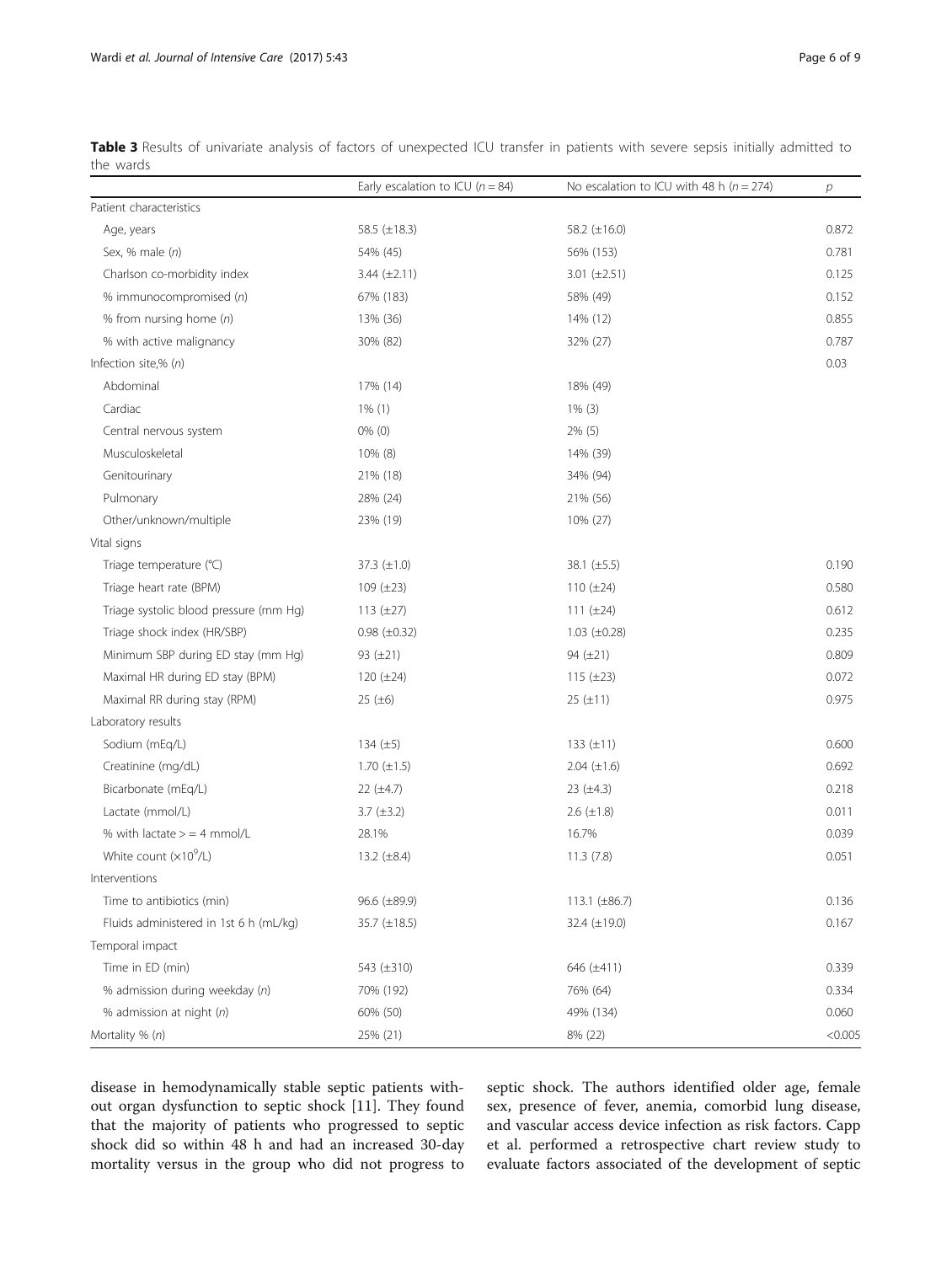**Table 3** Results of univariate analysis of factors of unexpected ICU transfer in patients with severe sepsis initially admitted to the wards

| | Early escalation to ICU (*n* = 84) | No escalation to ICU with 48 h (*n* = 274) | *p* |
|---|---|---|---|
| Patient characteristics | | | |
| Age, years | 58.5 (±18.3) | 58.2 (±16.0) | 0.872 |
| Sex, % male (*n*) | 54% (45) | 56% (153) | 0.781 |
| Charlson co-morbidity index | 3.44 (±2.11) | 3.01 (±2.51) | 0.125 |
| % immunocompromised (*n*) | 67% (183) | 58% (49) | 0.152 |
| % from nursing home (*n*) | 13% (36) | 14% (12) | 0.855 |
| % with active malignancy | 30% (82) | 32% (27) | 0.787 |
| Infection site,% (*n*) | | | 0.03 |
| Abdominal | 17% (14) | 18% (49) | |
| Cardiac | 1% (1) | 1% (3) | |
| Central nervous system | 0% (0) | 2% (5) | |
| Musculoskeletal | 10% (8) | 14% (39) | |
| Genitourinary | 21% (18) | 34% (94) | |
| Pulmonary | 28% (24) | 21% (56) | |
| Other/unknown/multiple | 23% (19) | 10% (27) | |
| Vital signs | | | |
| Triage temperature (°C) | 37.3 (±1.0) | 38.1 (±5.5) | 0.190 |
| Triage heart rate (BPM) | 109 (±23) | 110 (±24) | 0.580 |
| Triage systolic blood pressure (mm Hg) | 113 (±27) | 111 (±24) | 0.612 |
| Triage shock index (HR/SBP) | 0.98 (±0.32) | 1.03 (±0.28) | 0.235 |
| Minimum SBP during ED stay (mm Hg) | 93 (±21) | 94 (±21) | 0.809 |
| Maximal HR during ED stay (BPM) | 120 (±24) | 115 (±23) | 0.072 |
| Maximal RR during stay (RPM) | 25 (±6) | 25 (±11) | 0.975 |
| Laboratory results | | | |
| Sodium (mEq/L) | 134 (±5) | 133 (±11) | 0.600 |
| Creatinine (mg/dL) | 1.70 (±1.5) | 2.04 (±1.6) | 0.692 |
| Bicarbonate (mEq/L) | 22 (±4.7) | 23 (±4.3) | 0.218 |
| Lactate (mmol/L) | 3.7 (±3.2) | 2.6 (±1.8) | 0.011 |
| % with lactate > = 4 mmol/L | 28.1% | 16.7% | 0.039 |
| White count ($\times 10^9$/L) | 13.2 (±8.4) | 11.3 (7.8) | 0.051 |
| Interventions | | | |
| Time to antibiotics (min) | 96.6 (±89.9) | 113.1 (±86.7) | 0.136 |
| Fluids administered in 1st 6 h (mL/kg) | 35.7 (±18.5) | 32.4 (±19.0) | 0.167 |
| Temporal impact | | | |
| Time in ED (min) | 543 (±310) | 646 (±411) | 0.339 |
| % admission during weekday (*n*) | 70% (192) | 76% (64) | 0.334 |
| % admission at night (*n*) | 60% (50) | 49% (134) | 0.060 |
| Mortality % (*n*) | 25% (21) | 8% (22) | <0.005 |

disease in hemodynamically stable septic patients without organ dysfunction to septic shock [11]. They found that the majority of patients who progressed to septic shock did so within 48 h and had an increased 30-day mortality versus in the group who did not progress to septic shock. The authors identified older age, female sex, presence of fever, anemia, comorbid lung disease, and vascular access device infection as risk factors. Capp et al. performed a retrospective chart review study to evaluate factors associated of the development of septic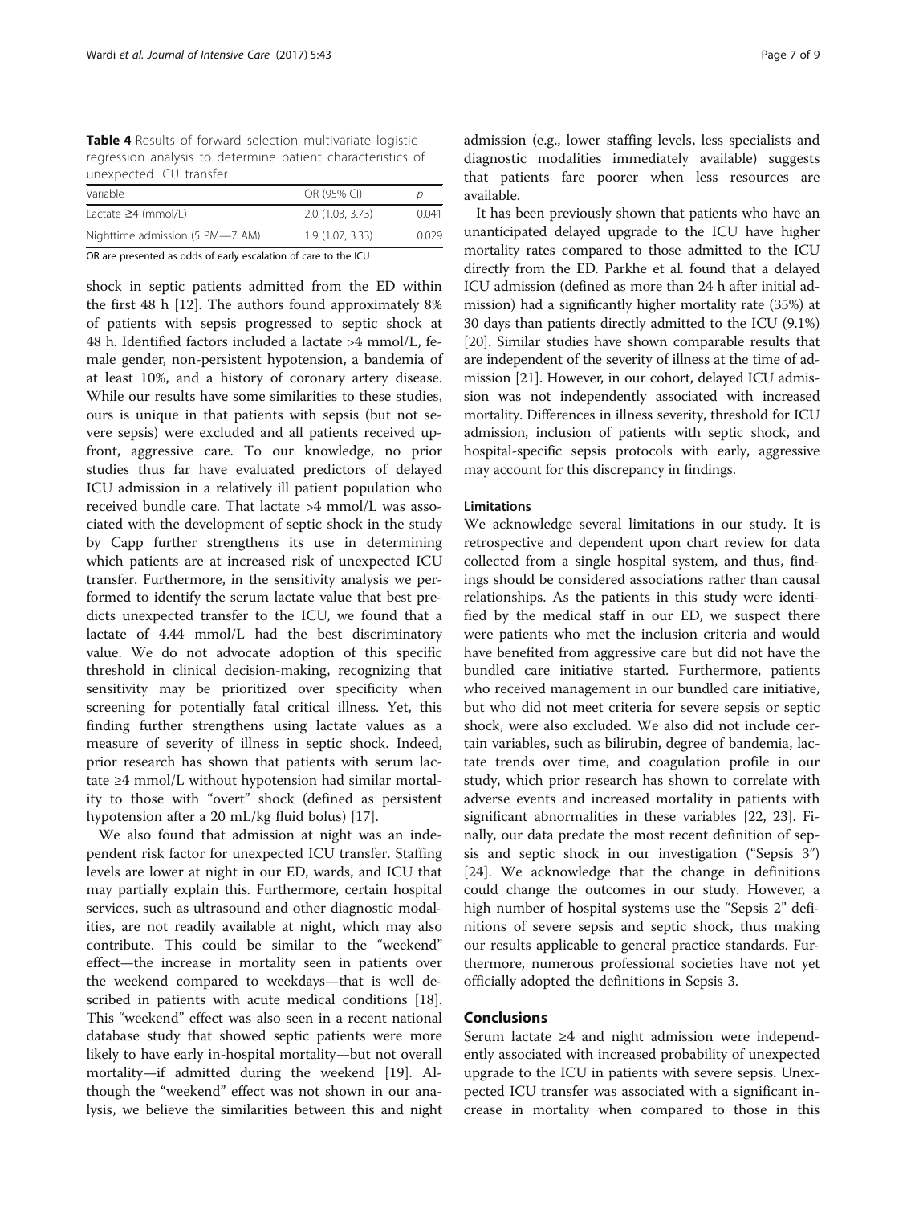**Table 4** Results of forward selection multivariate logistic regression analysis to determine patient characteristics of unexpected ICU transfer

| Variable | OR (95% CI) | p |
|---|---|---|
| Lactate ≥4 (mmol/L) | 2.0 (1.03, 3.73) | 0.041 |
| Nighttime admission (5 PM—7 AM) | 1.9 (1.07, 3.33) | 0.029 |

OR are presented as odds of early escalation of care to the ICU

shock in septic patients admitted from the ED within the first 48 h [12]. The authors found approximately 8% of patients with sepsis progressed to septic shock at 48 h. Identified factors included a lactate >4 mmol/L, female gender, non-persistent hypotension, a bandemia of at least 10%, and a history of coronary artery disease. While our results have some similarities to these studies, ours is unique in that patients with sepsis (but not severe sepsis) were excluded and all patients received upfront, aggressive care. To our knowledge, no prior studies thus far have evaluated predictors of delayed ICU admission in a relatively ill patient population who received bundle care. That lactate >4 mmol/L was associated with the development of septic shock in the study by Capp further strengthens its use in determining which patients are at increased risk of unexpected ICU transfer. Furthermore, in the sensitivity analysis we performed to identify the serum lactate value that best predicts unexpected transfer to the ICU, we found that a lactate of 4.44 mmol/L had the best discriminatory value. We do not advocate adoption of this specific threshold in clinical decision-making, recognizing that sensitivity may be prioritized over specificity when screening for potentially fatal critical illness. Yet, this finding further strengthens using lactate values as a measure of severity of illness in septic shock. Indeed, prior research has shown that patients with serum lactate ≥4 mmol/L without hypotension had similar mortality to those with "overt" shock (defined as persistent hypotension after a 20 mL/kg fluid bolus) [17].

We also found that admission at night was an independent risk factor for unexpected ICU transfer. Staffing levels are lower at night in our ED, wards, and ICU that may partially explain this. Furthermore, certain hospital services, such as ultrasound and other diagnostic modalities, are not readily available at night, which may also contribute. This could be similar to the "weekend" effect—the increase in mortality seen in patients over the weekend compared to weekdays—that is well described in patients with acute medical conditions [18]. This "weekend" effect was also seen in a recent national database study that showed septic patients were more likely to have early in-hospital mortality—but not overall mortality—if admitted during the weekend [19]. Although the "weekend" effect was not shown in our analysis, we believe the similarities between this and night admission (e.g., lower staffing levels, less specialists and diagnostic modalities immediately available) suggests that patients fare poorer when less resources are available.

It has been previously shown that patients who have an unanticipated delayed upgrade to the ICU have higher mortality rates compared to those admitted to the ICU directly from the ED. Parkhe et al. found that a delayed ICU admission (defined as more than 24 h after initial admission) had a significantly higher mortality rate (35%) at 30 days than patients directly admitted to the ICU (9.1%) [20]. Similar studies have shown comparable results that are independent of the severity of illness at the time of admission [21]. However, in our cohort, delayed ICU admission was not independently associated with increased mortality. Differences in illness severity, threshold for ICU admission, inclusion of patients with septic shock, and hospital-specific sepsis protocols with early, aggressive may account for this discrepancy in findings.

### Limitations

We acknowledge several limitations in our study. It is retrospective and dependent upon chart review for data collected from a single hospital system, and thus, findings should be considered associations rather than causal relationships. As the patients in this study were identified by the medical staff in our ED, we suspect there were patients who met the inclusion criteria and would have benefited from aggressive care but did not have the bundled care initiative started. Furthermore, patients who received management in our bundled care initiative, but who did not meet criteria for severe sepsis or septic shock, were also excluded. We also did not include certain variables, such as bilirubin, degree of bandemia, lactate trends over time, and coagulation profile in our study, which prior research has shown to correlate with adverse events and increased mortality in patients with significant abnormalities in these variables [22, 23]. Finally, our data predate the most recent definition of sepsis and septic shock in our investigation ("Sepsis 3") [24]. We acknowledge that the change in definitions could change the outcomes in our study. However, a high number of hospital systems use the "Sepsis 2" definitions of severe sepsis and septic shock, thus making our results applicable to general practice standards. Furthermore, numerous professional societies have not yet officially adopted the definitions in Sepsis 3.

## Conclusions

Serum lactate ≥4 and night admission were independently associated with increased probability of unexpected upgrade to the ICU in patients with severe sepsis. Unexpected ICU transfer was associated with a significant increase in mortality when compared to those in this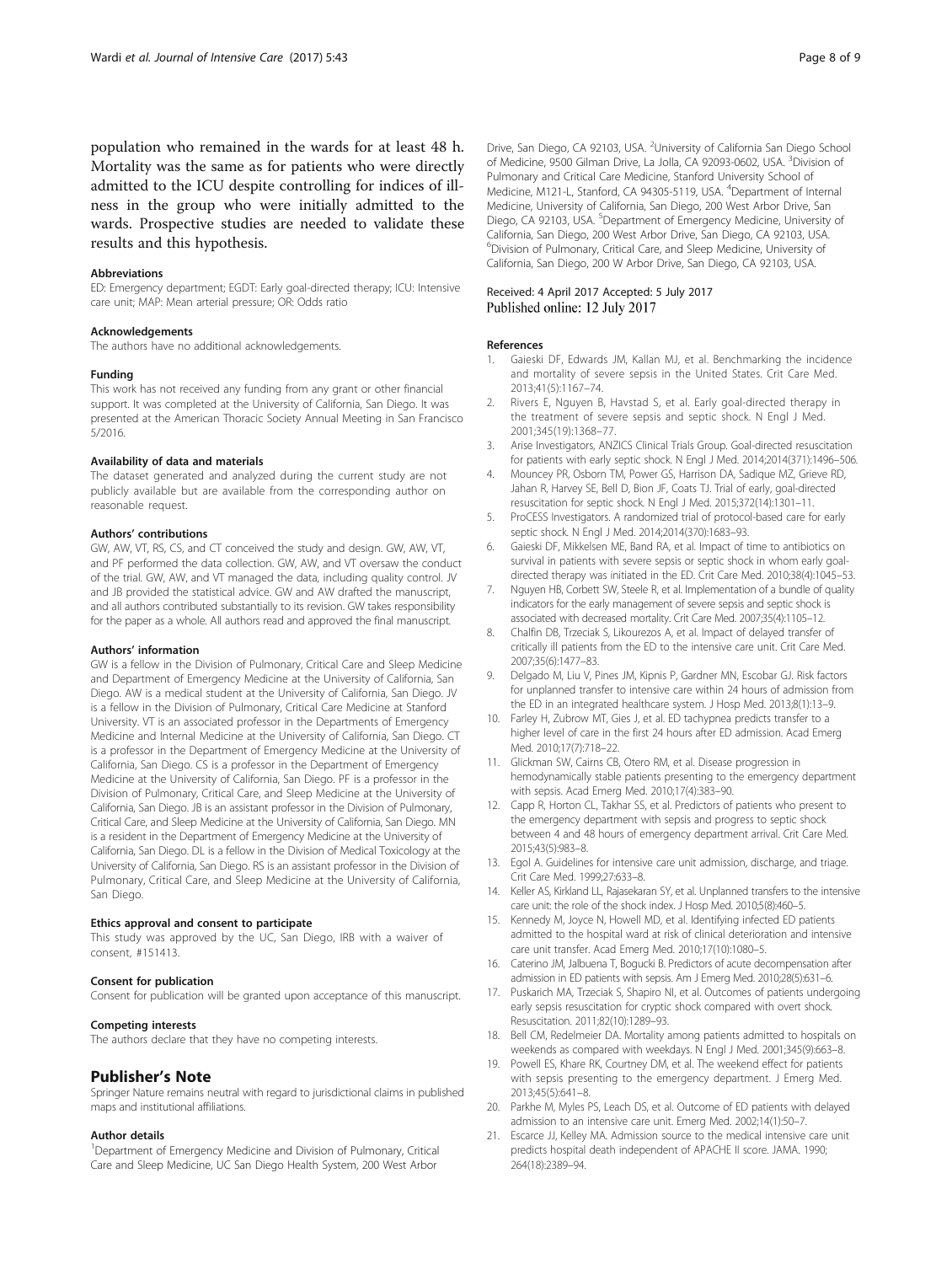population who remained in the wards for at least 48 h. Mortality was the same as for patients who were directly admitted to the ICU despite controlling for indices of illness in the group who were initially admitted to the wards. Prospective studies are needed to validate these results and this hypothesis.

#### Abbreviations

ED: Emergency department; EGDT: Early goal-directed therapy; ICU: Intensive care unit; MAP: Mean arterial pressure; OR: Odds ratio

#### Acknowledgements

The authors have no additional acknowledgements.

#### Funding

This work has not received any funding from any grant or other financial support. It was completed at the University of California, San Diego. It was presented at the American Thoracic Society Annual Meeting in San Francisco 5/2016.

#### Availability of data and materials

The dataset generated and analyzed during the current study are not publicly available but are available from the corresponding author on reasonable request.

#### Authors' contributions

GW, AW, VT, RS, CS, and CT conceived the study and design. GW, AW, VT, and PF performed the data collection. GW, AW, and VT oversaw the conduct of the trial. GW, AW, and VT managed the data, including quality control. JV and JB provided the statistical advice. GW and AW drafted the manuscript, and all authors contributed substantially to its revision. GW takes responsibility for the paper as a whole. All authors read and approved the final manuscript.

#### Authors' information

GW is a fellow in the Division of Pulmonary, Critical Care and Sleep Medicine and Department of Emergency Medicine at the University of California, San Diego. AW is a medical student at the University of California, San Diego. JV is a fellow in the Division of Pulmonary, Critical Care Medicine at Stanford University. VT is an associated professor in the Departments of Emergency Medicine and Internal Medicine at the University of California, San Diego. CT is a professor in the Department of Emergency Medicine at the University of California, San Diego. CS is a professor in the Department of Emergency Medicine at the University of California, San Diego. PF is a professor in the Division of Pulmonary, Critical Care, and Sleep Medicine at the University of California, San Diego. JB is an assistant professor in the Division of Pulmonary, Critical Care, and Sleep Medicine at the University of California, San Diego. MN is a resident in the Department of Emergency Medicine at the University of California, San Diego. DL is a fellow in the Division of Medical Toxicology at the University of California, San Diego. RS is an assistant professor in the Division of Pulmonary, Critical Care, and Sleep Medicine at the University of California, San Diego.

#### Ethics approval and consent to participate

This study was approved by the UC, San Diego, IRB with a waiver of consent, #151413.

#### Consent for publication

Consent for publication will be granted upon acceptance of this manuscript.

#### Competing interests

The authors declare that they have no competing interests.

## Publisher's Note

Springer Nature remains neutral with regard to jurisdictional claims in published maps and institutional affiliations.

#### Author details

[1]Department of Emergency Medicine and Division of Pulmonary, Critical Care and Sleep Medicine, UC San Diego Health System, 200 West Arbor Drive, San Diego, CA 92103, USA. [2]University of California San Diego School of Medicine, 9500 Gilman Drive, La Jolla, CA 92093-0602, USA. [3]Division of Pulmonary and Critical Care Medicine, Stanford University School of Medicine, M121-L, Stanford, CA 94305-5119, USA. [4]Department of Internal Medicine, University of California, San Diego, 200 West Arbor Drive, San Diego, CA 92103, USA. [5]Department of Emergency Medicine, University of California, San Diego, 200 West Arbor Drive, San Diego, CA 92103, USA. [6]Division of Pulmonary, Critical Care, and Sleep Medicine, University of California, San Diego, 200 W Arbor Drive, San Diego, CA 92103, USA.

Received: 4 April 2017 Accepted: 5 July 2017
Published online: 12 July 2017

#### References

1. Gaieski DF, Edwards JM, Kallan MJ, et al. Benchmarking the incidence and mortality of severe sepsis in the United States. Crit Care Med. 2013;41(5):1167–74.
2. Rivers E, Nguyen B, Havstad S, et al. Early goal-directed therapy in the treatment of severe sepsis and septic shock. N Engl J Med. 2001;345(19):1368–77.
3. Arise Investigators, ANZICS Clinical Trials Group. Goal-directed resuscitation for patients with early septic shock. N Engl J Med. 2014;2014(371):1496–506.
4. Mouncey PR, Osborn TM, Power GS, Harrison DA, Sadique MZ, Grieve RD, Jahan R, Harvey SE, Bell D, Bion JF, Coats TJ. Trial of early, goal-directed resuscitation for septic shock. N Engl J Med. 2015;372(14):1301–11.
5. ProCESS Investigators. A randomized trial of protocol-based care for early septic shock. N Engl J Med. 2014;2014(370):1683–93.
6. Gaieski DF, Mikkelsen ME, Band RA, et al. Impact of time to antibiotics on survival in patients with severe sepsis or septic shock in whom early goal-directed therapy was initiated in the ED. Crit Care Med. 2010;38(4):1045–53.
7. Nguyen HB, Corbett SW, Steele R, et al. Implementation of a bundle of quality indicators for the early management of severe sepsis and septic shock is associated with decreased mortality. Crit Care Med. 2007;35(4):1105–12.
8. Chalfin DB, Trzeciak S, Likourezos A, et al. Impact of delayed transfer of critically ill patients from the ED to the intensive care unit. Crit Care Med. 2007;35(6):1477–83.
9. Delgado M, Liu V, Pines JM, Kipnis P, Gardner MN, Escobar GJ. Risk factors for unplanned transfer to intensive care within 24 hours of admission from the ED in an integrated healthcare system. J Hosp Med. 2013;8(1):13–9.
10. Farley H, Zubrow MT, Gies J, et al. ED tachypnea predicts transfer to a higher level of care in the first 24 hours after ED admission. Acad Emerg Med. 2010;17(7):718–22.
11. Glickman SW, Cairns CB, Otero RM, et al. Disease progression in hemodynamically stable patients presenting to the emergency department with sepsis. Acad Emerg Med. 2010;17(4):383–90.
12. Capp R, Horton CL, Takhar SS, et al. Predictors of patients who present to the emergency department with sepsis and progress to septic shock between 4 and 48 hours of emergency department arrival. Crit Care Med. 2015;43(5):983–8.
13. Egol A. Guidelines for intensive care unit admission, discharge, and triage. Crit Care Med. 1999;27:633–8.
14. Keller AS, Kirkland LL, Rajasekaran SY, et al. Unplanned transfers to the intensive care unit: the role of the shock index. J Hosp Med. 2010;5(8):460–5.
15. Kennedy M, Joyce N, Howell MD, et al. Identifying infected ED patients admitted to the hospital ward at risk of clinical deterioration and intensive care unit transfer. Acad Emerg Med. 2010;17(10):1080–5.
16. Caterino JM, Jalbuena T, Bogucki B. Predictors of acute decompensation after admission in ED patients with sepsis. Am J Emerg Med. 2010;28(5):631–6.
17. Puskarich MA, Trzeciak S, Shapiro NI, et al. Outcomes of patients undergoing early sepsis resuscitation for cryptic shock compared with overt shock. Resuscitation. 2011;82(10):1289–93.
18. Bell CM, Redelmeier DA. Mortality among patients admitted to hospitals on weekends as compared with weekdays. N Engl J Med. 2001;345(9):663–8.
19. Powell ES, Khare RK, Courtney DM, et al. The weekend effect for patients with sepsis presenting to the emergency department. J Emerg Med. 2013;45(5):641–8.
20. Parkhe M, Myles PS, Leach DS, et al. Outcome of ED patients with delayed admission to an intensive care unit. Emerg Med. 2002;14(1):50–7.
21. Escarce JJ, Kelley MA. Admission source to the medical intensive care unit predicts hospital death independent of APACHE II score. JAMA. 1990; 264(18):2389–94.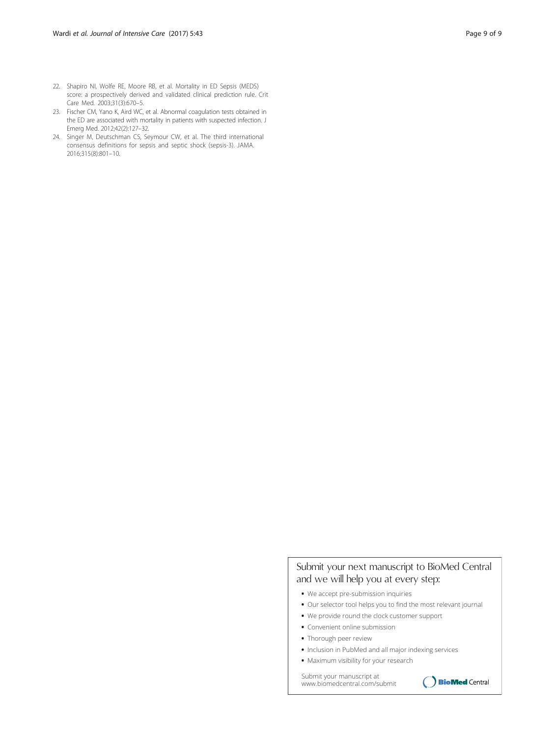22. Shapiro NI, Wolfe RE, Moore RB, et al. Mortality in ED Sepsis (MEDS) score: a prospectively derived and validated clinical prediction rule. Crit Care Med. 2003;31(3):670–5.
23. Fischer CM, Yano K, Aird WC, et al. Abnormal coagulation tests obtained in the ED are associated with mortality in patients with suspected infection. J Emerg Med. 2012;42(2):127–32.
24. Singer M, Deutschman CS, Seymour CW, et al. The third international consensus definitions for sepsis and septic shock (sepsis-3). JAMA. 2016;315(8):801–10.

Submit your next manuscript to BioMed Central and we will help you at every step:

- We accept pre-submission inquiries
- Our selector tool helps you to find the most relevant journal
- We provide round the clock customer support
- Convenient online submission
- Thorough peer review
- Inclusion in PubMed and all major indexing services
- Maximum visibility for your research

Submit your manuscript at
www.biomedcentral.com/submit

BioMed Central